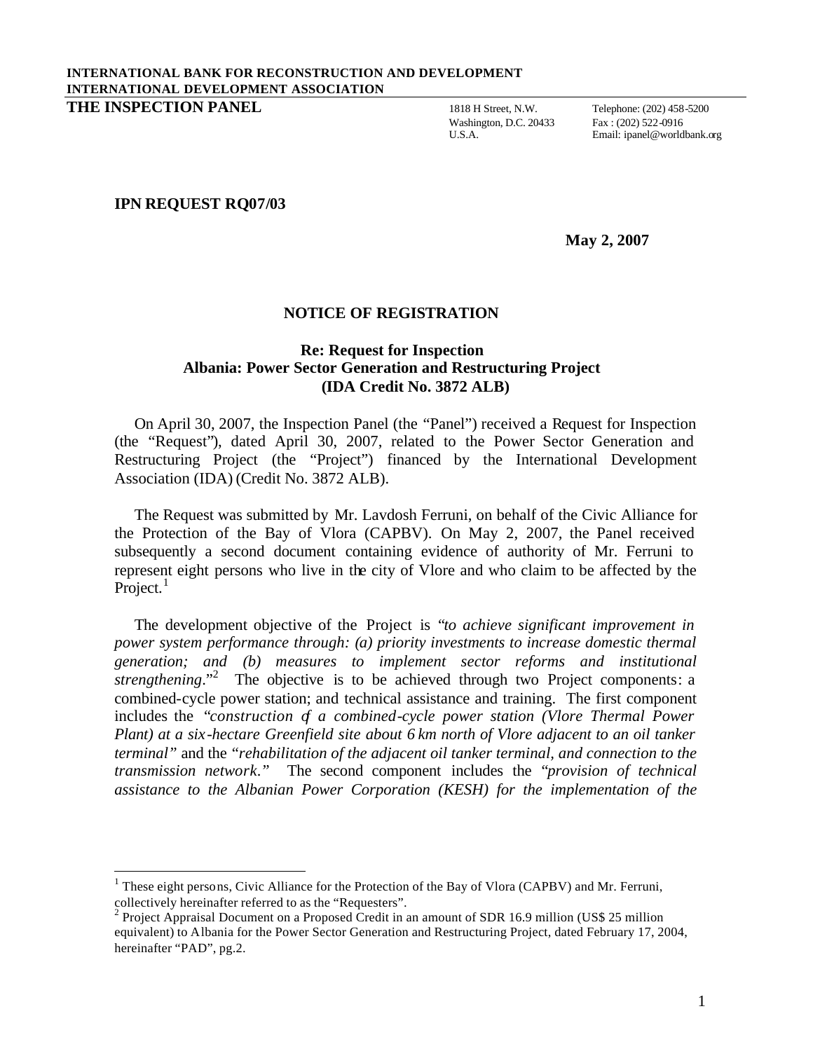**INTERNATIONAL BANK FOR RECONSTRUCTION AND DEVELOPMENT**
**INTERNATIONAL DEVELOPMENT ASSOCIATION**
**THE INSPECTION PANEL**

1818 H Street, N.W.
Washington, D.C. 20433
U.S.A.

Telephone: (202) 458-5200
Fax : (202) 522-0916
Email: ipanel@worldbank.org

**IPN REQUEST RQ07/03**

**May 2, 2007**

## NOTICE OF REGISTRATION

### Re: Request for Inspection
### Albania: Power Sector Generation and Restructuring Project
### (IDA Credit No. 3872 ALB)

On April 30, 2007, the Inspection Panel (the "Panel") received a Request for Inspection (the "Request"), dated April 30, 2007, related to the Power Sector Generation and Restructuring Project (the "Project") financed by the International Development Association (IDA) (Credit No. 3872 ALB).

The Request was submitted by Mr. Lavdosh Ferruni, on behalf of the Civic Alliance for the Protection of the Bay of Vlora (CAPBV). On May 2, 2007, the Panel received subsequently a second document containing evidence of authority of Mr. Ferruni to represent eight persons who live in the city of Vlore and who claim to be affected by the Project.[1]

The development objective of the Project is "*to achieve significant improvement in power system performance through: (a) priority investments to increase domestic thermal generation; and (b) measures to implement sector reforms and institutional strengthening*."[2] The objective is to be achieved through two Project components: a combined-cycle power station; and technical assistance and training. The first component includes the "*construction of a combined-cycle power station (Vlore Thermal Power Plant) at a six-hectare Greenfield site about 6 km north of Vlore adjacent to an oil tanker terminal*" and the "*rehabilitation of the adjacent oil tanker terminal, and connection to the transmission network.*" The second component includes the "*provision of technical assistance to the Albanian Power Corporation (KESH) for the implementation of the*

---

[1] These eight persons, Civic Alliance for the Protection of the Bay of Vlora (CAPBV) and Mr. Ferruni, collectively hereinafter referred to as the "Requesters".

[2] Project Appraisal Document on a Proposed Credit in an amount of SDR 16.9 million (US$ 25 million equivalent) to Albania for the Power Sector Generation and Restructuring Project, dated February 17, 2004, hereinafter "PAD", pg.2.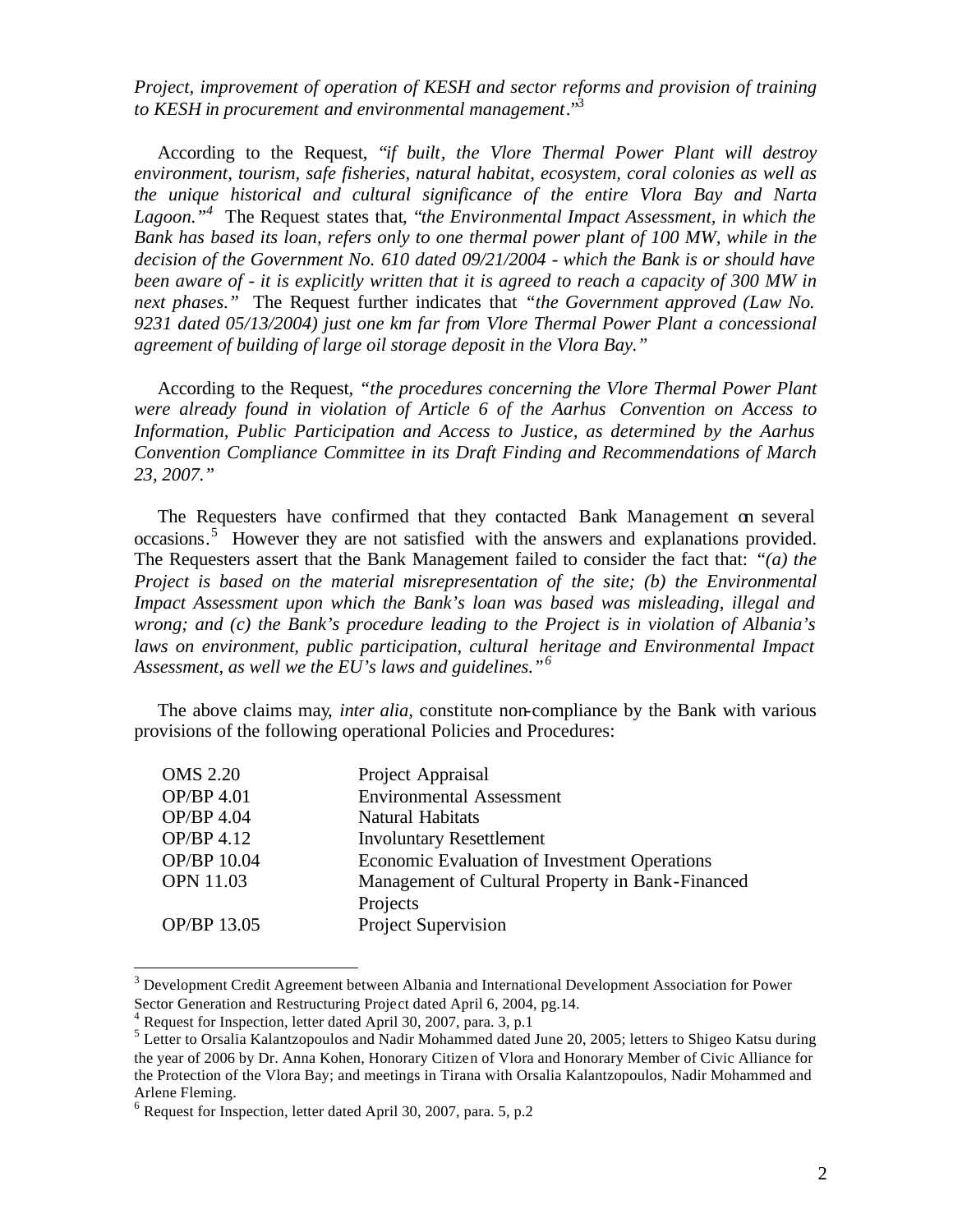*Project, improvement of operation of KESH and sector reforms and provision of training to KESH in procurement and environmental management*."[3]

According to the Request, "*if built, the Vlore Thermal Power Plant will destroy environment, tourism, safe fisheries, natural habitat, ecosystem, coral colonies as well as the unique historical and cultural significance of the entire Vlora Bay and Narta Lagoon.*"[4] The Request states that, "*the Environmental Impact Assessment, in which the Bank has based its loan, refers only to one thermal power plant of 100 MW, while in the decision of the Government No. 610 dated 09/21/2004 - which the Bank is or should have been aware of - it is explicitly written that it is agreed to reach a capacity of 300 MW in next phases.*" The Request further indicates that "*the Government approved (Law No. 9231 dated 05/13/2004) just one km far from Vlore Thermal Power Plant a concessional agreement of building of large oil storage deposit in the Vlora Bay.*"

According to the Request, "*the procedures concerning the Vlore Thermal Power Plant were already found in violation of Article 6 of the Aarhus Convention on Access to Information, Public Participation and Access to Justice, as determined by the Aarhus Convention Compliance Committee in its Draft Finding and Recommendations of March 23, 2007.*"

The Requesters have confirmed that they contacted Bank Management on several occasions.[5] However they are not satisfied with the answers and explanations provided. The Requesters assert that the Bank Management failed to consider the fact that: "*(a) the Project is based on the material misrepresentation of the site; (b) the Environmental Impact Assessment upon which the Bank's loan was based was misleading, illegal and wrong; and (c) the Bank's procedure leading to the Project is in violation of Albania's laws on environment, public participation, cultural heritage and Environmental Impact Assessment, as well we the EU's laws and guidelines.*"[6]

The above claims may, *inter alia,* constitute non-compliance by the Bank with various provisions of the following operational Policies and Procedures:

| | |
|---|---|
| OMS 2.20 | Project Appraisal |
| OP/BP 4.01 | Environmental Assessment |
| OP/BP 4.04 | Natural Habitats |
| OP/BP 4.12 | Involuntary Resettlement |
| OP/BP 10.04 | Economic Evaluation of Investment Operations |
| OPN 11.03 | Management of Cultural Property in Bank-Financed Projects |
| OP/BP 13.05 | Project Supervision |

---

[3] Development Credit Agreement between Albania and International Development Association for Power Sector Generation and Restructuring Project dated April 6, 2004, pg.14.

[4] Request for Inspection, letter dated April 30, 2007, para. 3, p.1

[5] Letter to Orsalia Kalantzopoulos and Nadir Mohammed dated June 20, 2005; letters to Shigeo Katsu during the year of 2006 by Dr. Anna Kohen, Honorary Citizen of Vlora and Honorary Member of Civic Alliance for the Protection of the Vlora Bay; and meetings in Tirana with Orsalia Kalantzopoulos, Nadir Mohammed and Arlene Fleming.

[6] Request for Inspection, letter dated April 30, 2007, para. 5, p.2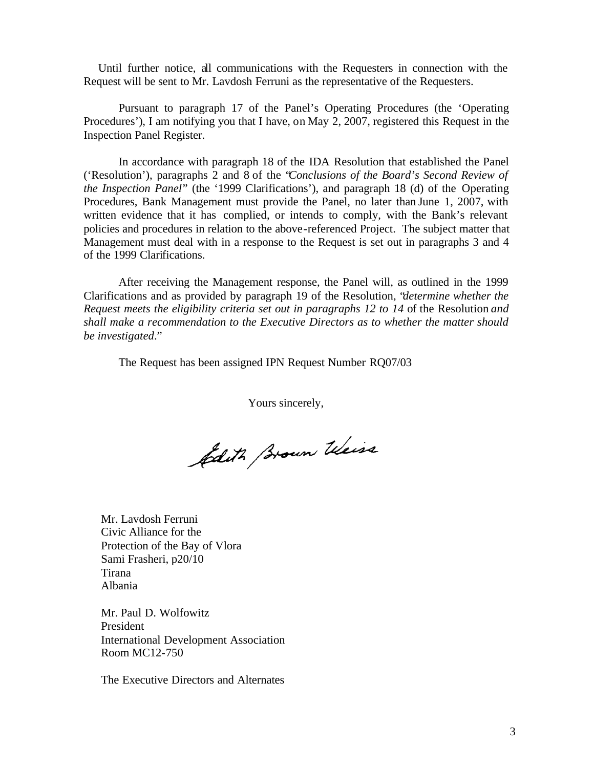Until further notice, all communications with the Requesters in connection with the Request will be sent to Mr. Lavdosh Ferruni as the representative of the Requesters.

Pursuant to paragraph 17 of the Panel's Operating Procedures (the 'Operating Procedures'), I am notifying you that I have, on May 2, 2007, registered this Request in the Inspection Panel Register.

In accordance with paragraph 18 of the IDA Resolution that established the Panel ('Resolution'), paragraphs 2 and 8 of the "*Conclusions of the Board's Second Review of the Inspection Panel*" (the '1999 Clarifications'), and paragraph 18 (d) of the Operating Procedures, Bank Management must provide the Panel, no later than June 1, 2007, with written evidence that it has complied, or intends to comply, with the Bank's relevant policies and procedures in relation to the above-referenced Project. The subject matter that Management must deal with in a response to the Request is set out in paragraphs 3 and 4 of the 1999 Clarifications.

After receiving the Management response, the Panel will, as outlined in the 1999 Clarifications and as provided by paragraph 19 of the Resolution, "*determine whether the Request meets the eligibility criteria set out in paragraphs 12 to 14* of the Resolution *and shall make a recommendation to the Executive Directors as to whether the matter should be investigated*."

The Request has been assigned IPN Request Number RQ07/03

Yours sincerely,

Edith Brown Weiss

Mr. Lavdosh Ferruni
Civic Alliance for the
Protection of the Bay of Vlora
Sami Frasheri, p20/10
Tirana
Albania

Mr. Paul D. Wolfowitz
President
International Development Association
Room MC12-750

The Executive Directors and Alternates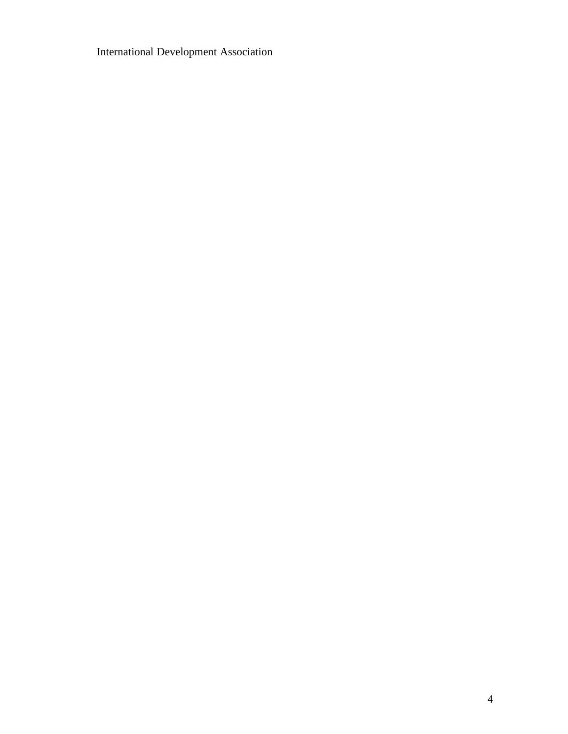International Development Association